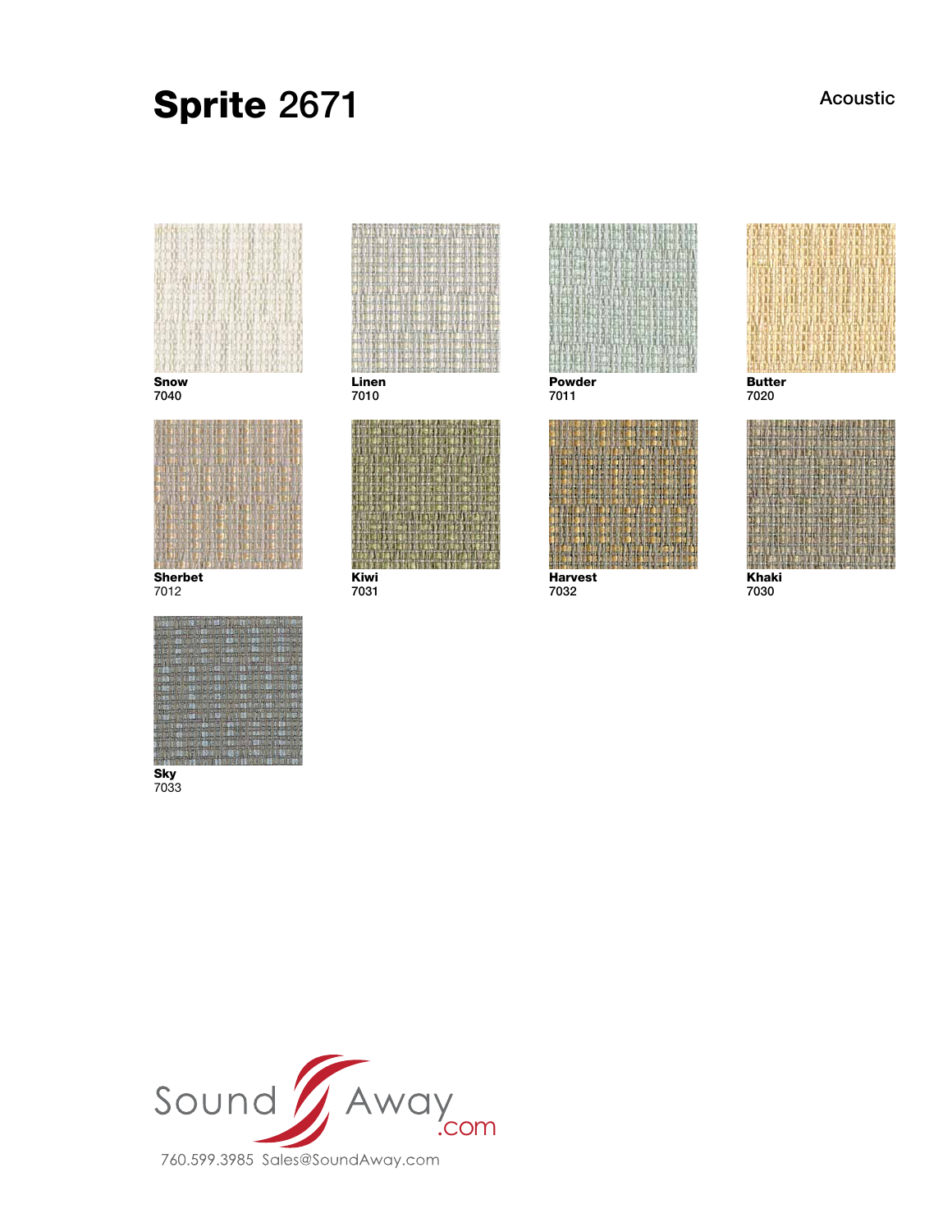# **Sprite** 2671

Acoustic

**Snow**
7040

**Linen**
7010

**Powder**
7011

**Butter**
7020

**Sherbet**
7012

**Kiwi**
7031

**Harvest**
7032

**Khaki**
7030

**Sky**
7033

SoundAway.com

760.599.3985 Sales@SoundAway.com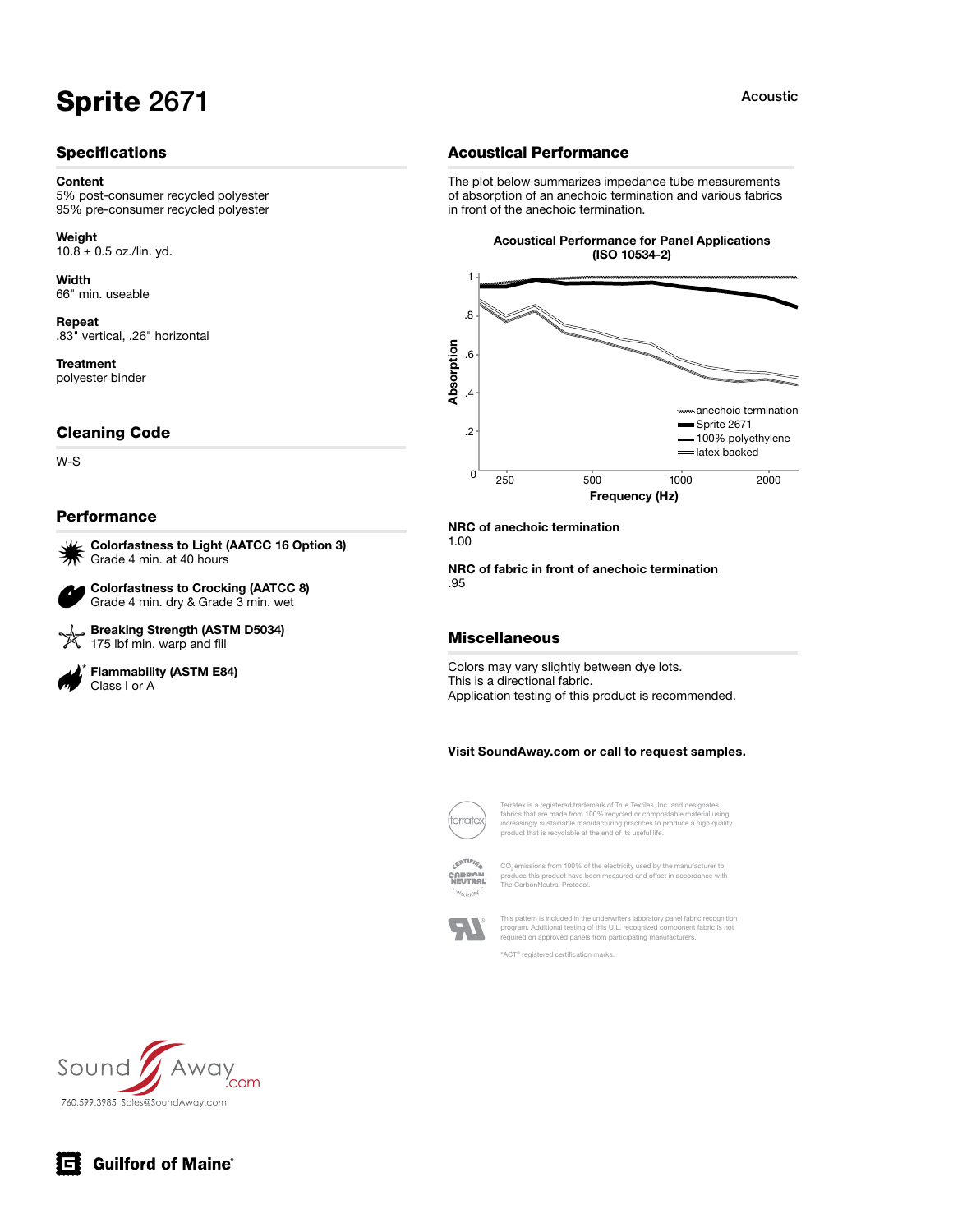# Sprite 2671

Acoustic

## Specifications

**Content**
5% post-consumer recycled polyester
95% pre-consumer recycled polyester

**Weight**
10.8 ± 0.5 oz./lin. yd.

**Width**
66" min. useable

**Repeat**
.83" vertical, .26" horizontal

**Treatment**
polyester binder

## Cleaning Code

W-S

## Performance

**Colorfastness to Light (AATCC 16 Option 3)**
Grade 4 min. at 40 hours

**Colorfastness to Crocking (AATCC 8)**
Grade 4 min. dry & Grade 3 min. wet

**Breaking Strength (ASTM D5034)**
175 lbf min. warp and fill

**Flammability (ASTM E84)**
Class I or A

## Acoustical Performance

The plot below summarizes impedance tube measurements of absorption of an anechoic termination and various fabrics in front of the anechoic termination.

**Acoustical Performance for Panel Applications (ISO 10534-2)**

Absorption
1
.8
.6
.4
.2
0
250
500
1000
2000
Frequency (Hz)
anechoic termination
Sprite 2671
100% polyethylene
latex backed

**NRC of anechoic termination**
1.00

**NRC of fabric in front of anechoic termination**
.95

## Miscellaneous

Colors may vary slightly between dye lots.
This is a directional fabric.
Application testing of this product is recommended.

**Visit SoundAway.com or call to request samples.**

Terratex is a registered trademark of True Textiles, Inc. and designates fabrics that are made from 100% recycled or compostable material using increasingly sustainable manufacturing practices to produce a high quality product that is recyclable at the end of its useful life.

$CO_2$ emissions from 100% of the electricity used by the manufacturer to produce this product have been measured and offset in accordance with The CarbonNeutral Protocol.

This pattern is included in the underwriters laboratory panel fabric recognition program. Additional testing of this U.L. recognized component fabric is not required on approved panels from participating manufacturers.

*ACT® registered certification marks.

Sound Away .com
760.599.3985 Sales@SoundAway.com

Guilford of Maine®